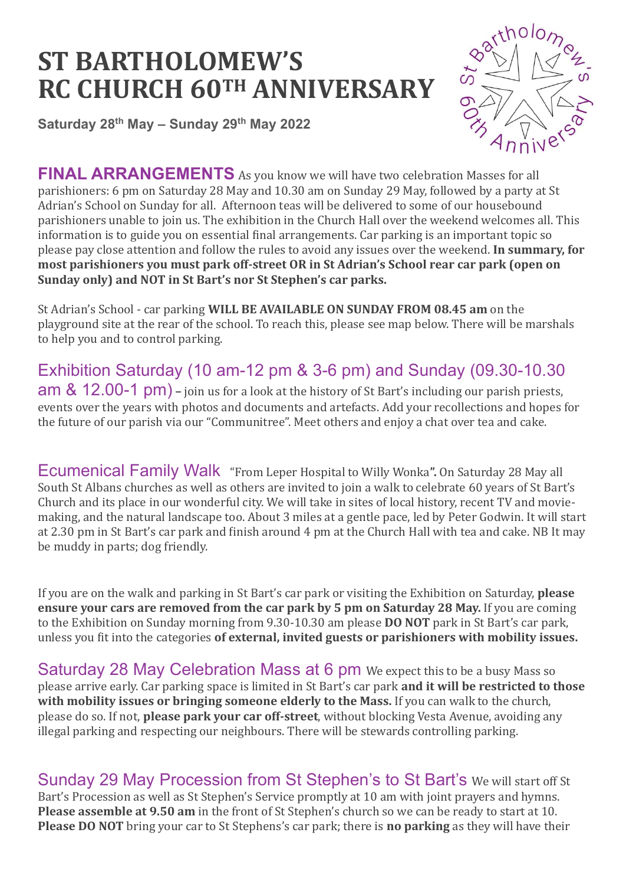# ST BARTHOLOMEW'S RC CHURCH 60TH ANNIVERSARY

**Saturday 28th May – Sunday 29th May 2022**

**FINAL ARRANGEMENTS** As you know we will have two celebration Masses for all parishioners: 6 pm on Saturday 28 May and 10.30 am on Sunday 29 May, followed by a party at St Adrian's School on Sunday for all. Afternoon teas will be delivered to some of our housebound parishioners unable to join us. The exhibition in the Church Hall over the weekend welcomes all. This information is to guide you on essential final arrangements. Car parking is an important topic so please pay close attention and follow the rules to avoid any issues over the weekend. **In summary, for most parishioners you must park off-street OR in St Adrian's School rear car park (open on Sunday only) and NOT in St Bart's nor St Stephen's car parks.**

St Adrian's School - car parking **WILL BE AVAILABLE ON SUNDAY FROM 08.45 am** on the playground site at the rear of the school. To reach this, please see map below. There will be marshals to help you and to control parking.

## Exhibition Saturday (10 am-12 pm & 3-6 pm) and Sunday (09.30-10.30 am & 12.00-1 pm)

– join us for a look at the history of St Bart's including our parish priests, events over the years with photos and documents and artefacts. Add your recollections and hopes for the future of our parish via our "Communitree". Meet others and enjoy a chat over tea and cake.

## Ecumenical Family Walk

"From Leper Hospital to Willy Wonka**".** On Saturday 28 May all South St Albans churches as well as others are invited to join a walk to celebrate 60 years of St Bart's Church and its place in our wonderful city. We will take in sites of local history, recent TV and movie-making, and the natural landscape too. About 3 miles at a gentle pace, led by Peter Godwin. It will start at 2.30 pm in St Bart's car park and finish around 4 pm at the Church Hall with tea and cake. NB It may be muddy in parts; dog friendly.

If you are on the walk and parking in St Bart's car park or visiting the Exhibition on Saturday, **please ensure your cars are removed from the car park by 5 pm on Saturday 28 May.** If you are coming to the Exhibition on Sunday morning from 9.30-10.30 am please **DO NOT** park in St Bart's car park, unless you fit into the categories **of external, invited guests or parishioners with mobility issues.**

## Saturday 28 May Celebration Mass at 6 pm

We expect this to be a busy Mass so please arrive early. Car parking space is limited in St Bart's car park **and it will be restricted to those with mobility issues or bringing someone elderly to the Mass.** If you can walk to the church, please do so. If not, **please park your car off-street**, without blocking Vesta Avenue, avoiding any illegal parking and respecting our neighbours. There will be stewards controlling parking.

## Sunday 29 May Procession from St Stephen's to St Bart's

We will start off St Bart's Procession as well as St Stephen's Service promptly at 10 am with joint prayers and hymns. **Please assemble at 9.50 am** in the front of St Stephen's church so we can be ready to start at 10. **Please DO NOT** bring your car to St Stephens's car park; there is **no parking** as they will have their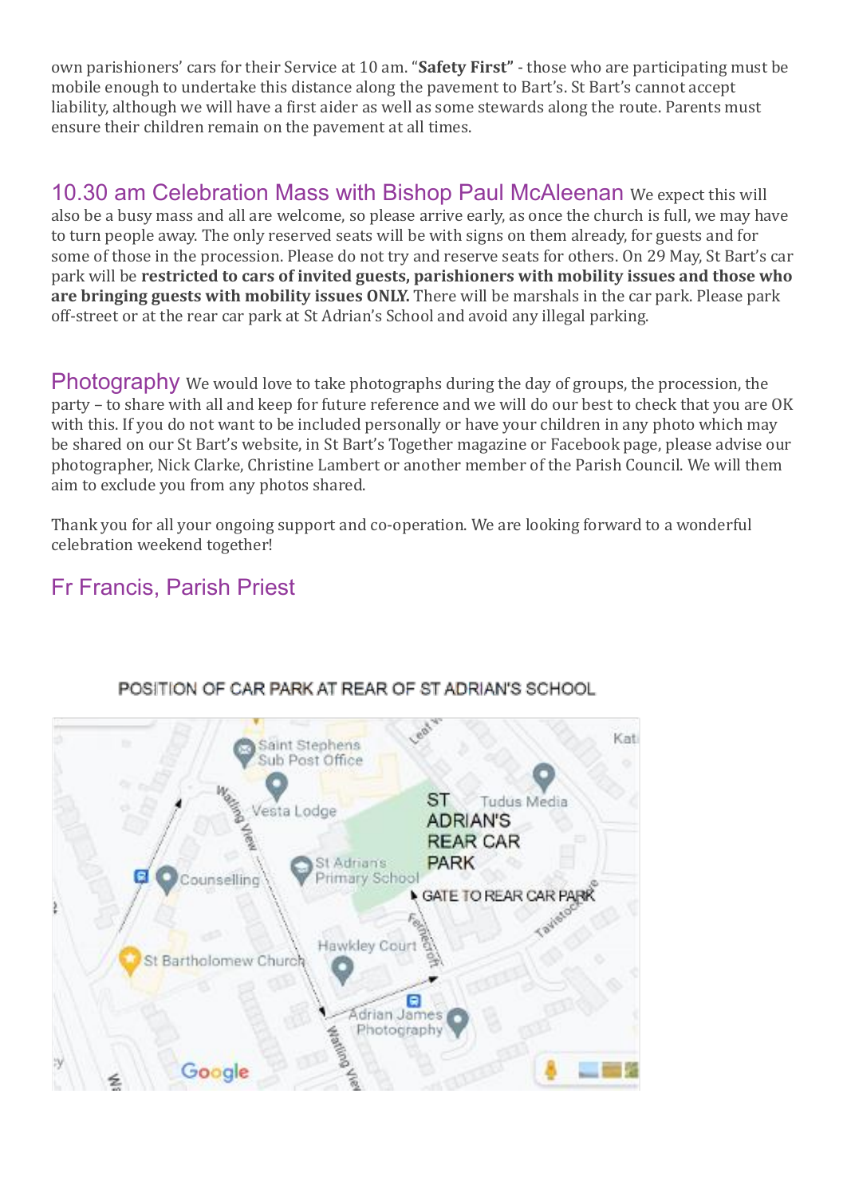own parishioners' cars for their Service at 10 am. "**Safety First"** - those who are participating must be mobile enough to undertake this distance along the pavement to Bart's. St Bart's cannot accept liability, although we will have a first aider as well as some stewards along the route. Parents must ensure their children remain on the pavement at all times.

## 10.30 am Celebration Mass with Bishop Paul McAleenan

We expect this will also be a busy mass and all are welcome, so please arrive early, as once the church is full, we may have to turn people away. The only reserved seats will be with signs on them already, for guests and for some of those in the procession. Please do not try and reserve seats for others. On 29 May, St Bart's car park will be **restricted to cars of invited guests, parishioners with mobility issues and those who are bringing guests with mobility issues ONLY.** There will be marshals in the car park. Please park off-street or at the rear car park at St Adrian's School and avoid any illegal parking.

## Photography

We would love to take photographs during the day of groups, the procession, the party – to share with all and keep for future reference and we will do our best to check that you are OK with this. If you do not want to be included personally or have your children in any photo which may be shared on our St Bart's website, in St Bart's Together magazine or Facebook page, please advise our photographer, Nick Clarke, Christine Lambert or another member of the Parish Council. We will them aim to exclude you from any photos shared.

Thank you for all your ongoing support and co-operation. We are looking forward to a wonderful celebration weekend together!

## Fr Francis, Parish Priest

POSITION OF CAR PARK AT REAR OF ST ADRIAN'S SCHOOL

ST ADRIAN'S REAR CAR PARK

GATE TO REAR CAR PARK

Saint Stephens Sub Post Office
Vesta Lodge
Watling View
Counselling
St Adrian's Primary School
Tudus Media
Leaf
Kat
Tavistock
Fernecroft
Hawkley Court
St Bartholomew Church
Adrian James Photography
Google